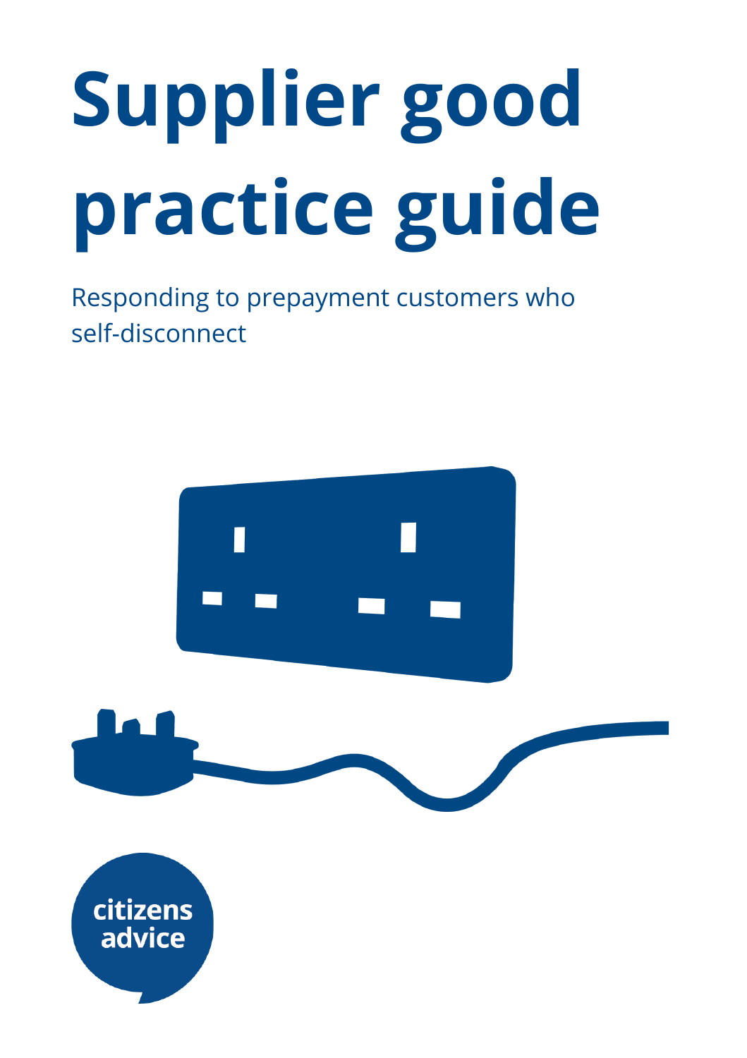# Supplier good practice guide

Responding to prepayment customers who self-disconnect

citizens advice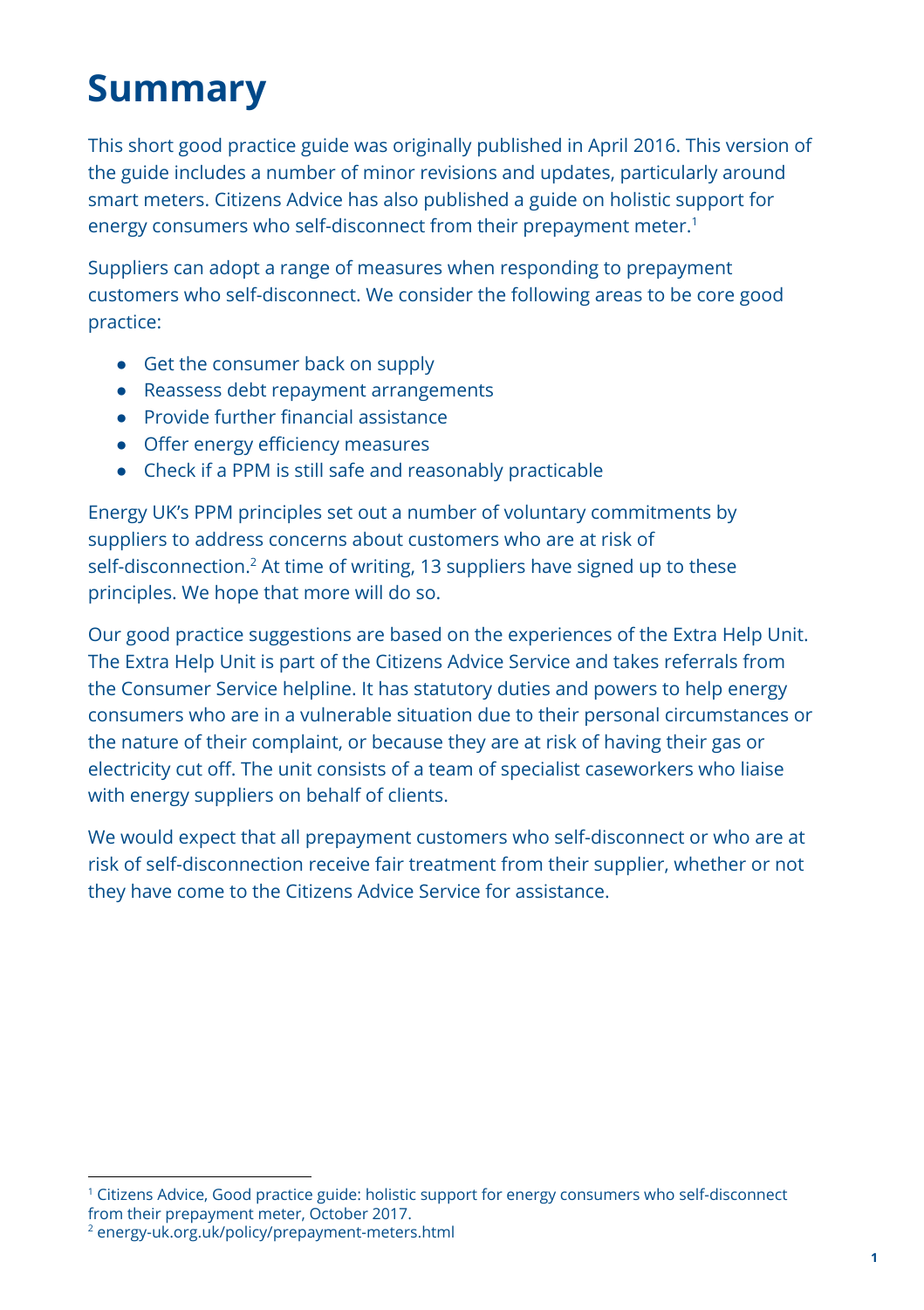# Summary

This short good practice guide was originally published in April 2016. This version of the guide includes a number of minor revisions and updates, particularly around smart meters. Citizens Advice has also published a guide on holistic support for energy consumers who self-disconnect from their prepayment meter.[1]

Suppliers can adopt a range of measures when responding to prepayment customers who self-disconnect. We consider the following areas to be core good practice:

- Get the consumer back on supply
- Reassess debt repayment arrangements
- Provide further financial assistance
- Offer energy efficiency measures
- Check if a PPM is still safe and reasonably practicable

Energy UK's PPM principles set out a number of voluntary commitments by suppliers to address concerns about customers who are at risk of self-disconnection.[2] At time of writing, 13 suppliers have signed up to these principles. We hope that more will do so.

Our good practice suggestions are based on the experiences of the Extra Help Unit. The Extra Help Unit is part of the Citizens Advice Service and takes referrals from the Consumer Service helpline. It has statutory duties and powers to help energy consumers who are in a vulnerable situation due to their personal circumstances or the nature of their complaint, or because they are at risk of having their gas or electricity cut off. The unit consists of a team of specialist caseworkers who liaise with energy suppliers on behalf of clients.

We would expect that all prepayment customers who self-disconnect or who are at risk of self-disconnection receive fair treatment from their supplier, whether or not they have come to the Citizens Advice Service for assistance.

---

[1] Citizens Advice, Good practice guide: holistic support for energy consumers who self-disconnect from their prepayment meter, October 2017.

[2] energy-uk.org.uk/policy/prepayment-meters.html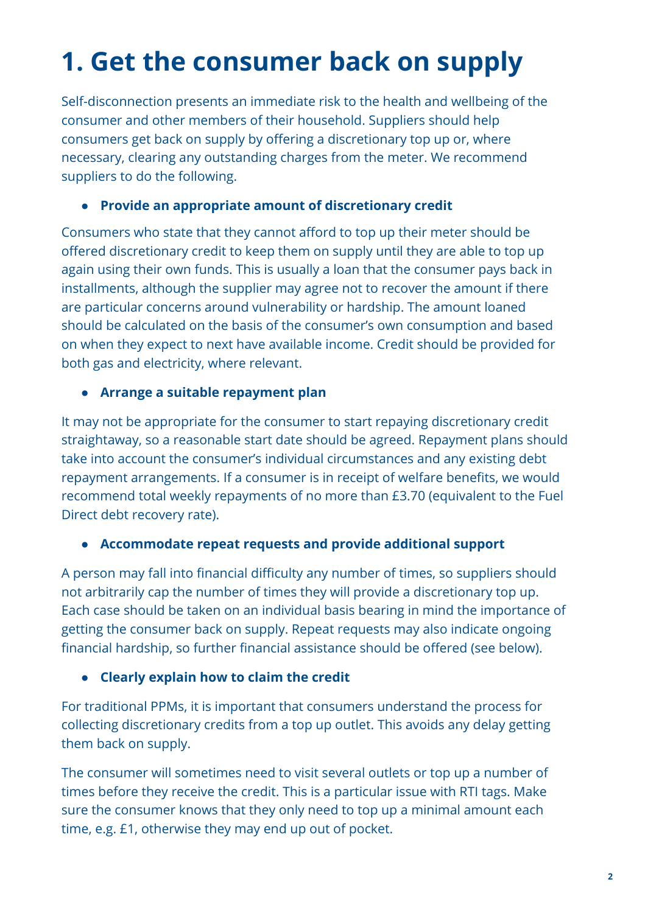# 1. Get the consumer back on supply

Self-disconnection presents an immediate risk to the health and wellbeing of the consumer and other members of their household. Suppliers should help consumers get back on supply by offering a discretionary top up or, where necessary, clearing any outstanding charges from the meter. We recommend suppliers to do the following.

- **Provide an appropriate amount of discretionary credit**

Consumers who state that they cannot afford to top up their meter should be offered discretionary credit to keep them on supply until they are able to top up again using their own funds. This is usually a loan that the consumer pays back in installments, although the supplier may agree not to recover the amount if there are particular concerns around vulnerability or hardship. The amount loaned should be calculated on the basis of the consumer's own consumption and based on when they expect to next have available income. Credit should be provided for both gas and electricity, where relevant.

- **Arrange a suitable repayment plan**

It may not be appropriate for the consumer to start repaying discretionary credit straightaway, so a reasonable start date should be agreed. Repayment plans should take into account the consumer's individual circumstances and any existing debt repayment arrangements. If a consumer is in receipt of welfare benefits, we would recommend total weekly repayments of no more than £3.70 (equivalent to the Fuel Direct debt recovery rate).

- **Accommodate repeat requests and provide additional support**

A person may fall into financial difficulty any number of times, so suppliers should not arbitrarily cap the number of times they will provide a discretionary top up. Each case should be taken on an individual basis bearing in mind the importance of getting the consumer back on supply. Repeat requests may also indicate ongoing financial hardship, so further financial assistance should be offered (see below).

- **Clearly explain how to claim the credit**

For traditional PPMs, it is important that consumers understand the process for collecting discretionary credits from a top up outlet. This avoids any delay getting them back on supply.

The consumer will sometimes need to visit several outlets or top up a number of times before they receive the credit. This is a particular issue with RTI tags. Make sure the consumer knows that they only need to top up a minimal amount each time, e.g. £1, otherwise they may end up out of pocket.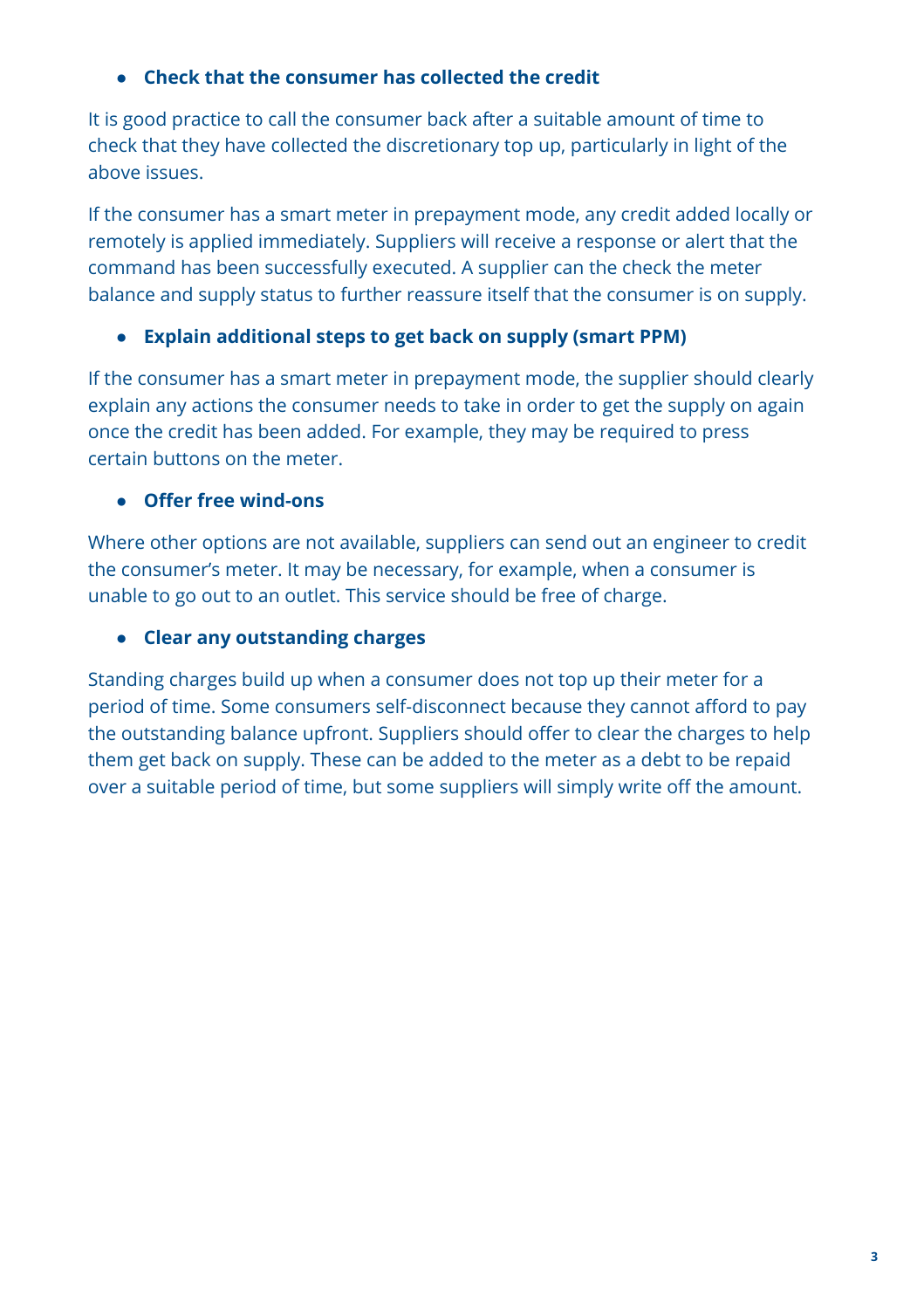- **Check that the consumer has collected the credit**

It is good practice to call the consumer back after a suitable amount of time to check that they have collected the discretionary top up, particularly in light of the above issues.

If the consumer has a smart meter in prepayment mode, any credit added locally or remotely is applied immediately. Suppliers will receive a response or alert that the command has been successfully executed. A supplier can the check the meter balance and supply status to further reassure itself that the consumer is on supply.

- **Explain additional steps to get back on supply (smart PPM)**

If the consumer has a smart meter in prepayment mode, the supplier should clearly explain any actions the consumer needs to take in order to get the supply on again once the credit has been added. For example, they may be required to press certain buttons on the meter.

- **Offer free wind-ons**

Where other options are not available, suppliers can send out an engineer to credit the consumer's meter. It may be necessary, for example, when a consumer is unable to go out to an outlet. This service should be free of charge.

- **Clear any outstanding charges**

Standing charges build up when a consumer does not top up their meter for a period of time. Some consumers self-disconnect because they cannot afford to pay the outstanding balance upfront. Suppliers should offer to clear the charges to help them get back on supply. These can be added to the meter as a debt to be repaid over a suitable period of time, but some suppliers will simply write off the amount.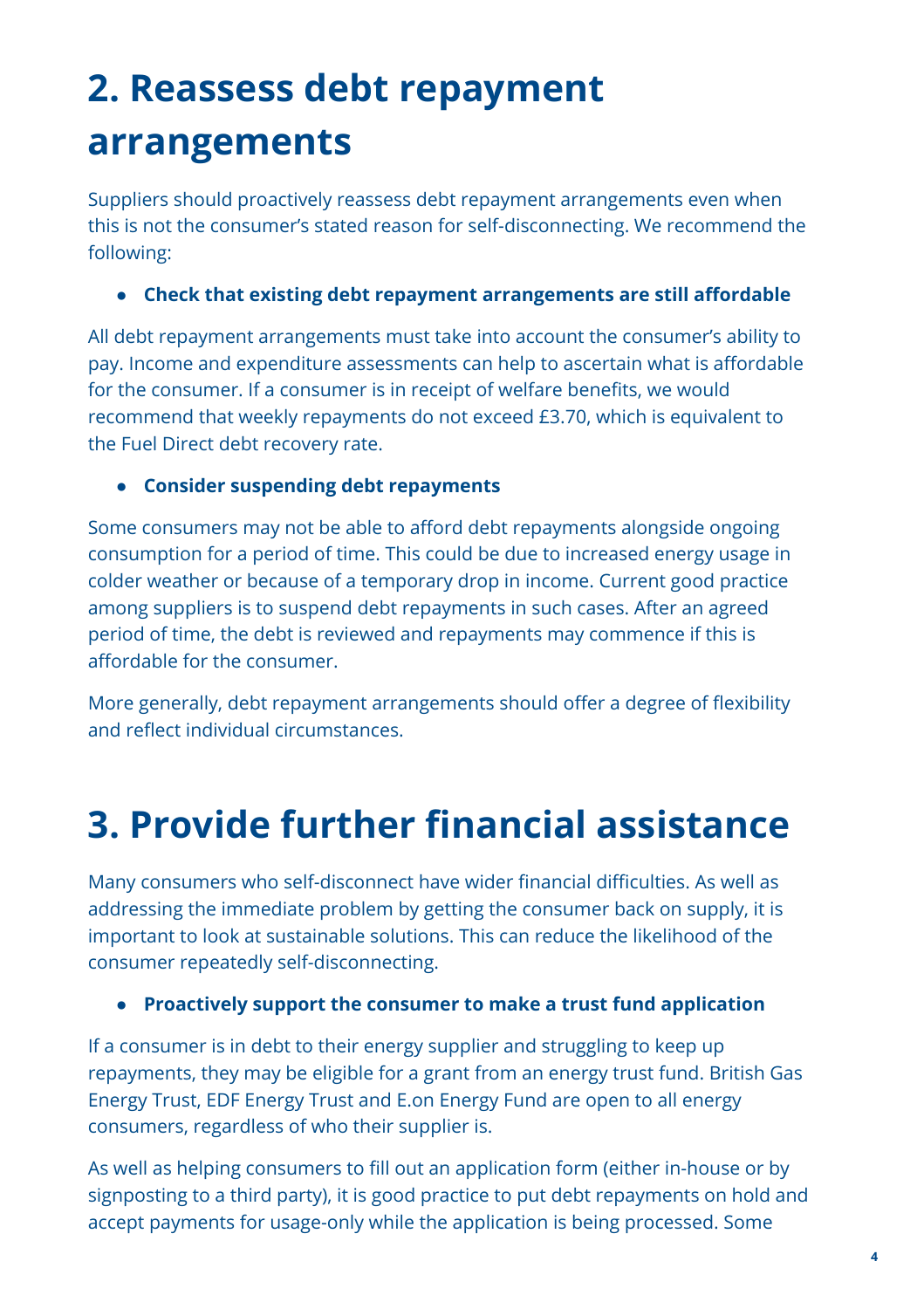## 2. Reassess debt repayment arrangements

Suppliers should proactively reassess debt repayment arrangements even when this is not the consumer's stated reason for self-disconnecting. We recommend the following:

- **Check that existing debt repayment arrangements are still affordable**

All debt repayment arrangements must take into account the consumer's ability to pay. Income and expenditure assessments can help to ascertain what is affordable for the consumer. If a consumer is in receipt of welfare benefits, we would recommend that weekly repayments do not exceed £3.70, which is equivalent to the Fuel Direct debt recovery rate.

- **Consider suspending debt repayments**

Some consumers may not be able to afford debt repayments alongside ongoing consumption for a period of time. This could be due to increased energy usage in colder weather or because of a temporary drop in income. Current good practice among suppliers is to suspend debt repayments in such cases. After an agreed period of time, the debt is reviewed and repayments may commence if this is affordable for the consumer.

More generally, debt repayment arrangements should offer a degree of flexibility and reflect individual circumstances.

## 3. Provide further financial assistance

Many consumers who self-disconnect have wider financial difficulties. As well as addressing the immediate problem by getting the consumer back on supply, it is important to look at sustainable solutions. This can reduce the likelihood of the consumer repeatedly self-disconnecting.

- **Proactively support the consumer to make a trust fund application**

If a consumer is in debt to their energy supplier and struggling to keep up repayments, they may be eligible for a grant from an energy trust fund. British Gas Energy Trust, EDF Energy Trust and E.on Energy Fund are open to all energy consumers, regardless of who their supplier is.

As well as helping consumers to fill out an application form (either in-house or by signposting to a third party), it is good practice to put debt repayments on hold and accept payments for usage-only while the application is being processed. Some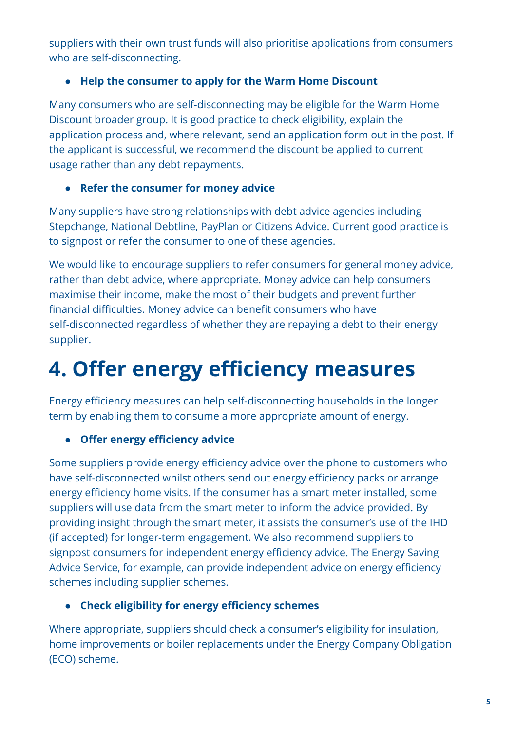suppliers with their own trust funds will also prioritise applications from consumers who are self-disconnecting.

- **Help the consumer to apply for the Warm Home Discount**

Many consumers who are self-disconnecting may be eligible for the Warm Home Discount broader group. It is good practice to check eligibility, explain the application process and, where relevant, send an application form out in the post. If the applicant is successful, we recommend the discount be applied to current usage rather than any debt repayments.

- **Refer the consumer for money advice**

Many suppliers have strong relationships with debt advice agencies including Stepchange, National Debtline, PayPlan or Citizens Advice. Current good practice is to signpost or refer the consumer to one of these agencies.

We would like to encourage suppliers to refer consumers for general money advice, rather than debt advice, where appropriate. Money advice can help consumers maximise their income, make the most of their budgets and prevent further financial difficulties. Money advice can benefit consumers who have self-disconnected regardless of whether they are repaying a debt to their energy supplier.

# 4. Offer energy efficiency measures

Energy efficiency measures can help self-disconnecting households in the longer term by enabling them to consume a more appropriate amount of energy.

- **Offer energy efficiency advice**

Some suppliers provide energy efficiency advice over the phone to customers who have self-disconnected whilst others send out energy efficiency packs or arrange energy efficiency home visits. If the consumer has a smart meter installed, some suppliers will use data from the smart meter to inform the advice provided. By providing insight through the smart meter, it assists the consumer's use of the IHD (if accepted) for longer-term engagement. We also recommend suppliers to signpost consumers for independent energy efficiency advice. The Energy Saving Advice Service, for example, can provide independent advice on energy efficiency schemes including supplier schemes.

- **Check eligibility for energy efficiency schemes**

Where appropriate, suppliers should check a consumer's eligibility for insulation, home improvements or boiler replacements under the Energy Company Obligation (ECO) scheme.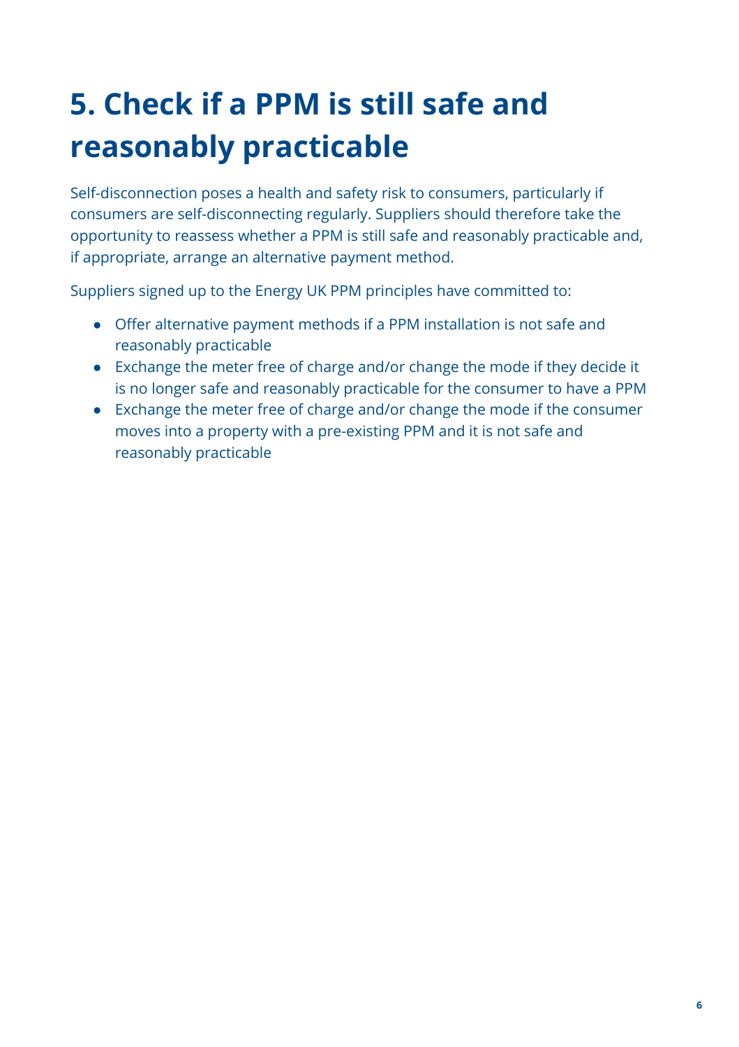# 5. Check if a PPM is still safe and reasonably practicable

Self-disconnection poses a health and safety risk to consumers, particularly if consumers are self-disconnecting regularly. Suppliers should therefore take the opportunity to reassess whether a PPM is still safe and reasonably practicable and, if appropriate, arrange an alternative payment method.

Suppliers signed up to the Energy UK PPM principles have committed to:

- Offer alternative payment methods if a PPM installation is not safe and reasonably practicable
- Exchange the meter free of charge and/or change the mode if they decide it is no longer safe and reasonably practicable for the consumer to have a PPM
- Exchange the meter free of charge and/or change the mode if the consumer moves into a property with a pre-existing PPM and it is not safe and reasonably practicable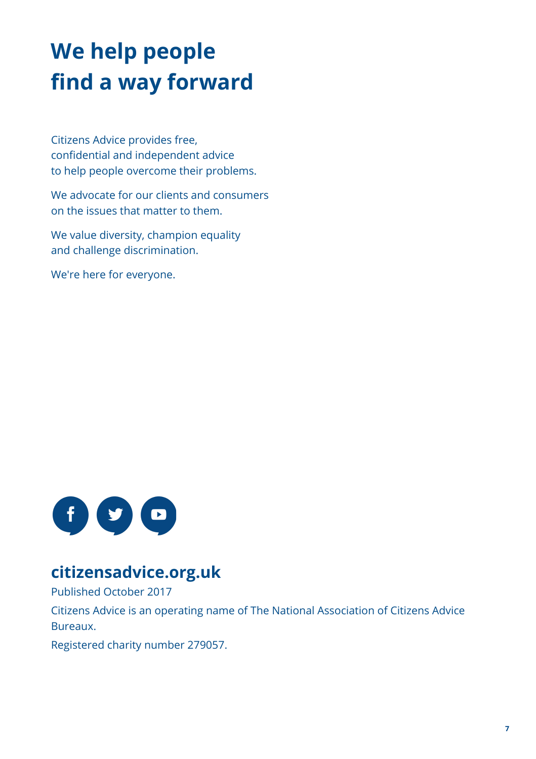# We help people find a way forward

Citizens Advice provides free, confidential and independent advice to help people overcome their problems.

We advocate for our clients and consumers on the issues that matter to them.

We value diversity, champion equality and challenge discrimination.

We're here for everyone.

## citizensadvice.org.uk

Published October 2017

Citizens Advice is an operating name of The National Association of Citizens Advice Bureaux.

Registered charity number 279057.